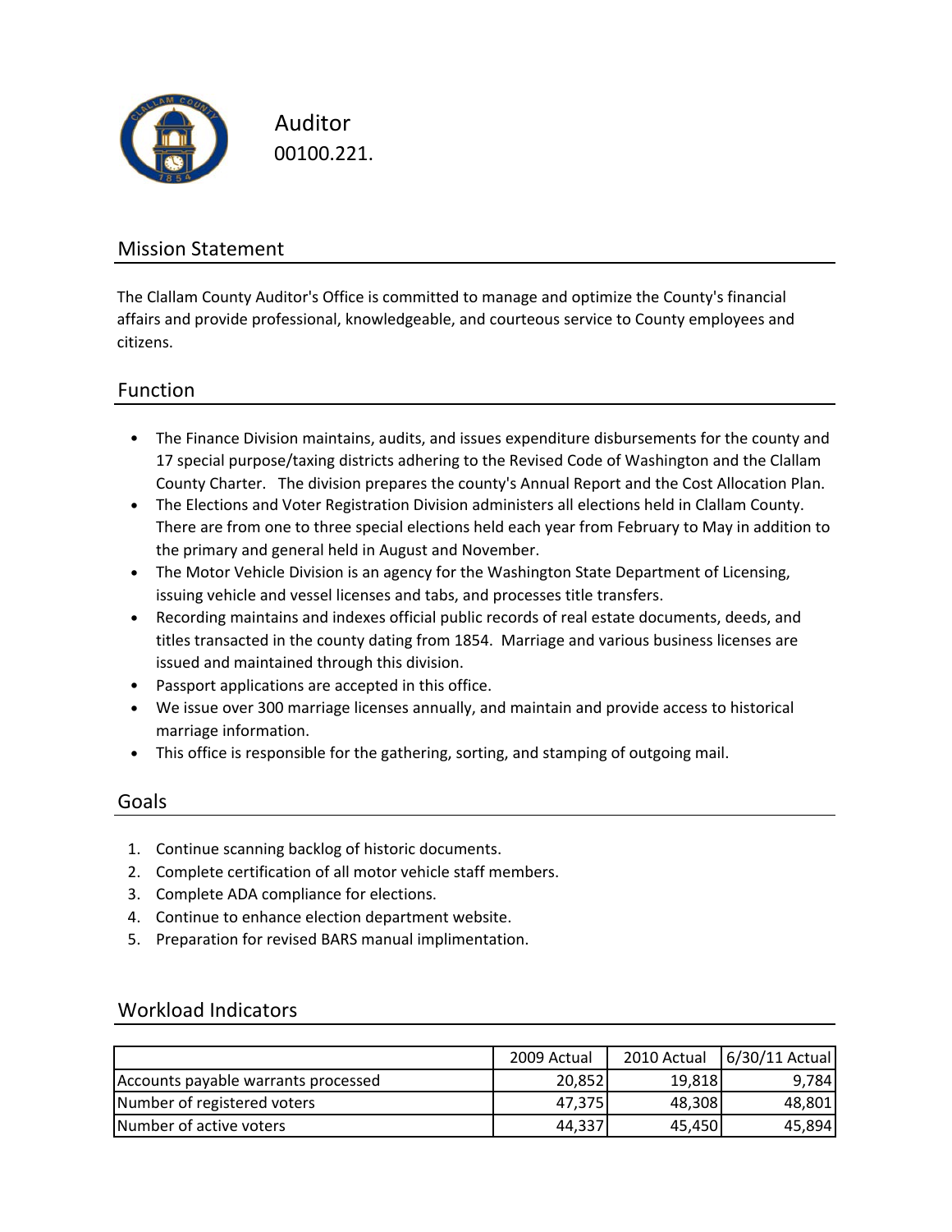# Auditor

00100.221.

## Mission Statement

The Clallam County Auditor's Office is committed to manage and optimize the County's financial affairs and provide professional, knowledgeable, and courteous service to County employees and citizens.

## Function

- The Finance Division maintains, audits, and issues expenditure disbursements for the county and 17 special purpose/taxing districts adhering to the Revised Code of Washington and the Clallam County Charter. The division prepares the county's Annual Report and the Cost Allocation Plan.
- The Elections and Voter Registration Division administers all elections held in Clallam County. There are from one to three special elections held each year from February to May in addition to the primary and general held in August and November.
- The Motor Vehicle Division is an agency for the Washington State Department of Licensing, issuing vehicle and vessel licenses and tabs, and processes title transfers.
- Recording maintains and indexes official public records of real estate documents, deeds, and titles transacted in the county dating from 1854. Marriage and various business licenses are issued and maintained through this division.
- Passport applications are accepted in this office.
- We issue over 300 marriage licenses annually, and maintain and provide access to historical marriage information.
- This office is responsible for the gathering, sorting, and stamping of outgoing mail.

## Goals

1. Continue scanning backlog of historic documents.
2. Complete certification of all motor vehicle staff members.
3. Complete ADA compliance for elections.
4. Continue to enhance election department website.
5. Preparation for revised BARS manual implimentation.

## Workload Indicators

| | 2009 Actual | 2010 Actual | 6/30/11 Actual |
|---|---|---|---|
| Accounts payable warrants processed | 20,852 | 19,818 | 9,784 |
| Number of registered voters | 47,375 | 48,308 | 48,801 |
| Number of active voters | 44,337 | 45,450 | 45,894 |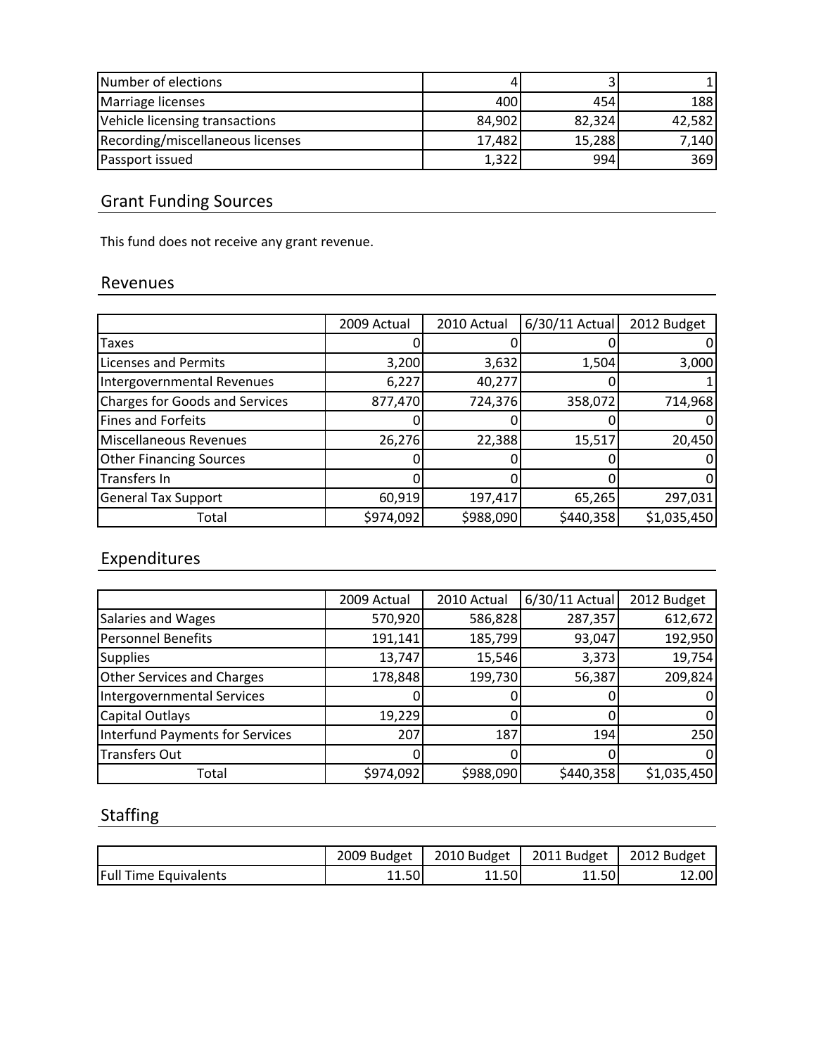| | | | |
|---|---|---|---|
| Number of elections | 4 | 3 | 1 |
| Marriage licenses | 400 | 454 | 188 |
| Vehicle licensing transactions | 84,902 | 82,324 | 42,582 |
| Recording/miscellaneous licenses | 17,482 | 15,288 | 7,140 |
| Passport issued | 1,322 | 994 | 369 |

## Grant Funding Sources

This fund does not receive any grant revenue.

## Revenues

| | 2009 Actual | 2010 Actual | 6/30/11 Actual | 2012 Budget |
|---|---|---|---|---|
| Taxes | 0 | 0 | 0 | 0 |
| Licenses and Permits | 3,200 | 3,632 | 1,504 | 3,000 |
| Intergovernmental Revenues | 6,227 | 40,277 | 0 | 1 |
| Charges for Goods and Services | 877,470 | 724,376 | 358,072 | 714,968 |
| Fines and Forfeits | 0 | 0 | 0 | 0 |
| Miscellaneous Revenues | 26,276 | 22,388 | 15,517 | 20,450 |
| Other Financing Sources | 0 | 0 | 0 | 0 |
| Transfers In | 0 | 0 | 0 | 0 |
| General Tax Support | 60,919 | 197,417 | 65,265 | 297,031 |
| Total | $974,092 | $988,090 | $440,358 | $1,035,450 |

## Expenditures

| | 2009 Actual | 2010 Actual | 6/30/11 Actual | 2012 Budget |
|---|---|---|---|---|
| Salaries and Wages | 570,920 | 586,828 | 287,357 | 612,672 |
| Personnel Benefits | 191,141 | 185,799 | 93,047 | 192,950 |
| Supplies | 13,747 | 15,546 | 3,373 | 19,754 |
| Other Services and Charges | 178,848 | 199,730 | 56,387 | 209,824 |
| Intergovernmental Services | 0 | 0 | 0 | 0 |
| Capital Outlays | 19,229 | 0 | 0 | 0 |
| Interfund Payments for Services | 207 | 187 | 194 | 250 |
| Transfers Out | 0 | 0 | 0 | 0 |
| Total | $974,092 | $988,090 | $440,358 | $1,035,450 |

## Staffing

| | 2009 Budget | 2010 Budget | 2011 Budget | 2012 Budget |
|---|---|---|---|---|
| Full Time Equivalents | 11.50 | 11.50 | 11.50 | 12.00 |